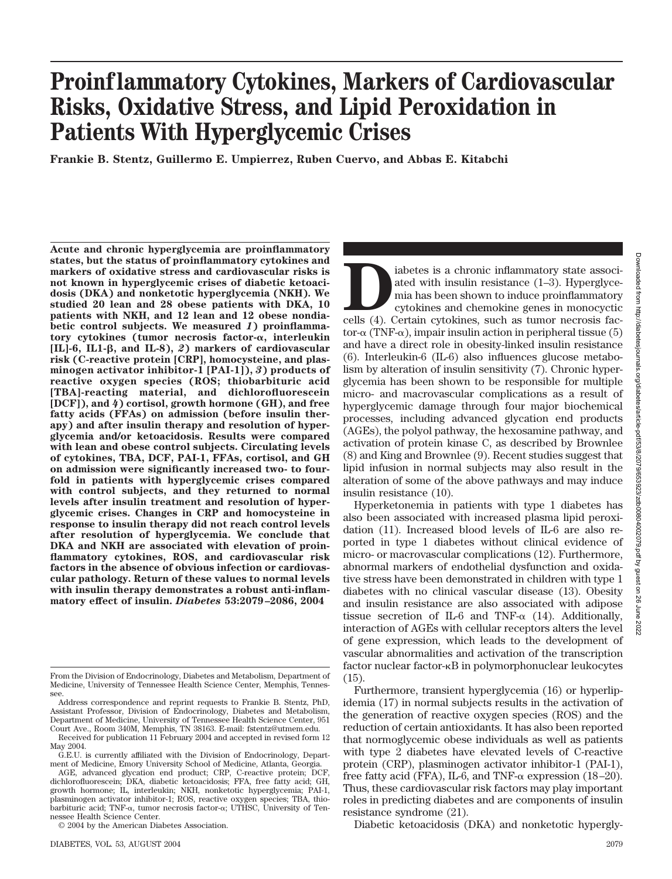# Proinflammatory Cytokines, Markers of Cardiovascular Risks, Oxidative Stress, and Lipid Peroxidation in Patients With Hyperglycemic Crises

**Frankie B. Stentz, Guillermo E. Umpierrez, Ruben Cuervo, and Abbas E. Kitabchi**

**Acute and chronic hyperglycemia are proinflammatory states, but the status of proinflammatory cytokines and markers of oxidative stress and cardiovascular risks is not known in hyperglycemic crises of diabetic ketoacidosis (DKA) and nonketotic hyperglycemia (NKH). We studied 20 lean and 28 obese patients with DKA, 10 patients with NKH, and 12 lean and 12 obese nondiabetic control subjects. We measured *1*) proinflammatory cytokines (tumor necrosis factor-α, interleukin [IL]-6, IL1-β, and IL-8), *2*) markers of cardiovascular risk (C-reactive protein [CRP], homocysteine, and plasminogen activator inhibitor-1 [PAI-1]), *3*) products of reactive oxygen species (ROS; thiobarbituric acid [TBA]-reacting material, and dichlorofluorescein [DCF]), and *4*) cortisol, growth hormone (GH), and free fatty acids (FFAs) on admission (before insulin therapy) and after insulin therapy and resolution of hyperglycemia and/or ketoacidosis. Results were compared with lean and obese control subjects. Circulating levels of cytokines, TBA, DCF, PAI-1, FFAs, cortisol, and GH on admission were significantly increased two- to fourfold in patients with hyperglycemic crises compared with control subjects, and they returned to normal levels after insulin treatment and resolution of hyperglycemic crises. Changes in CRP and homocysteine in response to insulin therapy did not reach control levels after resolution of hyperglycemia. We conclude that DKA and NKH are associated with elevation of proinflammatory cytokines, ROS, and cardiovascular risk factors in the absence of obvious infection or cardiovascular pathology. Return of these values to normal levels with insulin therapy demonstrates a robust anti-inflammatory effect of insulin. *Diabetes* 53:2079–2086, 2004**

From the Division of Endocrinology, Diabetes and Metabolism, Department of Medicine, University of Tennessee Health Science Center, Memphis, Tennessee.

Address correspondence and reprint requests to Frankie B. Stentz, PhD, Assistant Professor, Division of Endocrinology, Diabetes and Metabolism, Department of Medicine, University of Tennessee Health Science Center, 951 Court Ave., Room 340M, Memphis, TN 38163. E-mail: fstentz@utmem.edu.

Received for publication 11 February 2004 and accepted in revised form 12 May 2004.

G.E.U. is currently affiliated with the Division of Endocrinology, Department of Medicine, Emory University School of Medicine, Atlanta, Georgia.

AGE, advanced glycation end product; CRP, C-reactive protein; DCF, dichlorofluorescein; DKA, diabetic ketoacidosis; FFA, free fatty acid; GH, growth hormone; IL, interleukin; NKH, nonketotic hyperglycemia; PAI-1, plasminogen activator inhibitor-1; ROS, reactive oxygen species; TBA, thiobarbituric acid; TNF-α, tumor necrosis factor-α; UTHSC, University of Tennessee Health Science Center.

© 2004 by the American Diabetes Association.

Diabetes is a chronic inflammatory state associated with insulin resistance (1–3). Hyperglycemia has been shown to induce proinflammatory cytokines and chemokine genes in monocyctic cells (4). Certain cytokines, such as tumor necrosis factor-α (TNF-α), impair insulin action in peripheral tissue (5) and have a direct role in obesity-linked insulin resistance (6). Interleukin-6 (IL-6) also influences glucose metabolism by alteration of insulin sensitivity (7). Chronic hyperglycemia has been shown to be responsible for multiple micro- and macrovascular complications as a result of hyperglycemic damage through four major biochemical processes, including advanced glycation end products (AGEs), the polyol pathway, the hexosamine pathway, and activation of protein kinase C, as described by Brownlee (8) and King and Brownlee (9). Recent studies suggest that lipid infusion in normal subjects may also result in the alteration of some of the above pathways and may induce insulin resistance (10).

Hyperketonemia in patients with type 1 diabetes has also been associated with increased plasma lipid peroxidation (11). Increased blood levels of IL-6 are also reported in type 1 diabetes without clinical evidence of micro- or macrovascular complications (12). Furthermore, abnormal markers of endothelial dysfunction and oxidative stress have been demonstrated in children with type 1 diabetes with no clinical vascular disease (13). Obesity and insulin resistance are also associated with adipose tissue secretion of IL-6 and TNF-α (14). Additionally, interaction of AGEs with cellular receptors alters the level of gene expression, which leads to the development of vascular abnormalities and activation of the transcription factor nuclear factor-κB in polymorphonuclear leukocytes (15).

Furthermore, transient hyperglycemia (16) or hyperlipidemia (17) in normal subjects results in the activation of the generation of reactive oxygen species (ROS) and the reduction of certain antioxidants. It has also been reported that normoglycemic obese individuals as well as patients with type 2 diabetes have elevated levels of C-reactive protein (CRP), plasminogen activator inhibitor-1 (PAI-1), free fatty acid (FFA), IL-6, and TNF-α expression (18–20). Thus, these cardiovascular risk factors may play important roles in predicting diabetes and are components of insulin resistance syndrome (21).

Diabetic ketoacidosis (DKA) and nonketotic hypergly-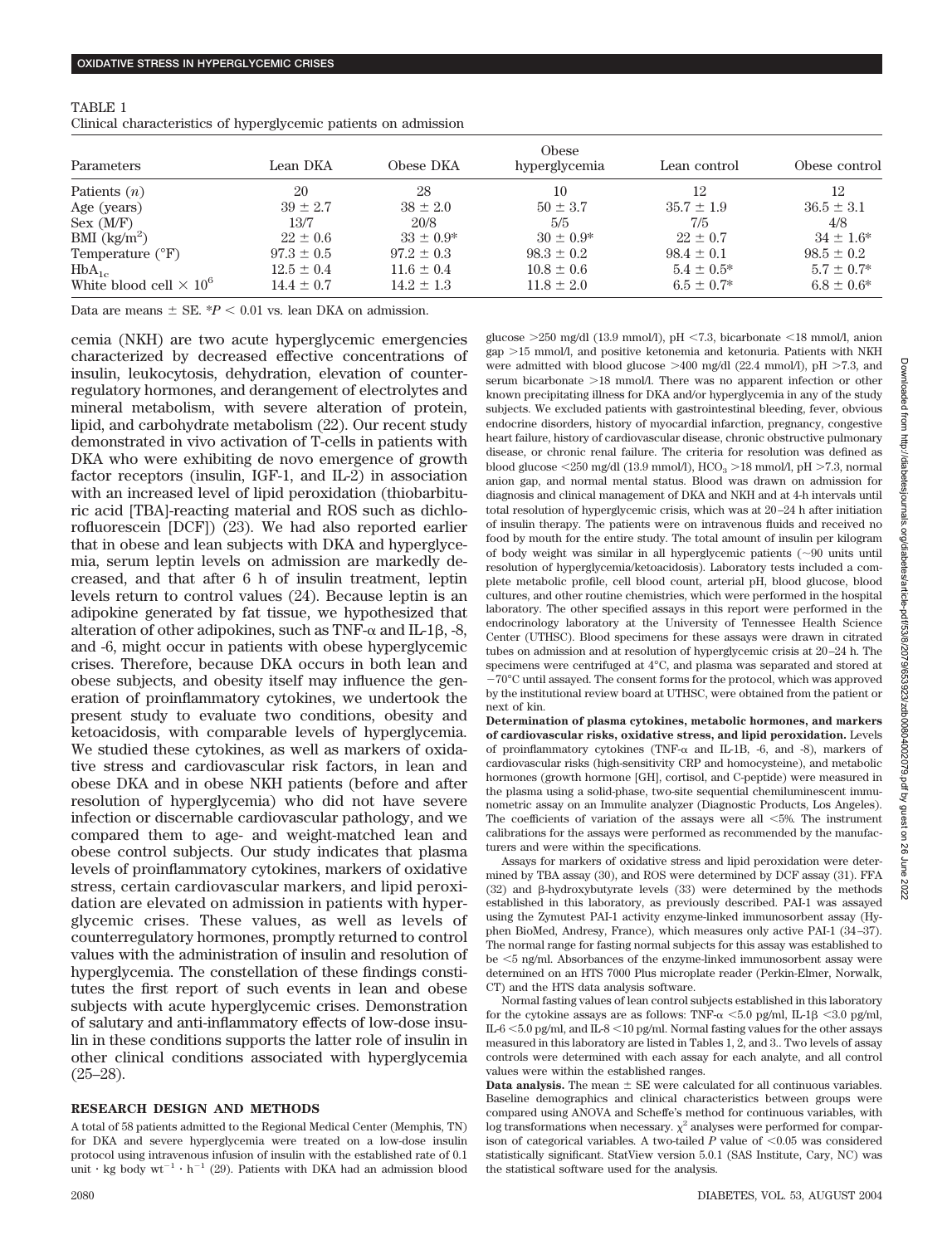TABLE 1

Clinical characteristics of hyperglycemic patients on admission

| Parameters | Lean DKA | Obese DKA | Obese hyperglycemia | Lean control | Obese control |
|---|---|---|---|---|---|
| Patients ($n$) | 20 | 28 | 10 | 12 | 12 |
| Age (years) | 39 ± 2.7 | 38 ± 2.0 | 50 ± 3.7 | 35.7 ± 1.9 | 36.5 ± 3.1 |
| Sex (M/F) | 13/7 | 20/8 | 5/5 | 7/5 | 4/8 |
| BMI (kg/m$^2$) | 22 ± 0.6 | 33 ± 0.9* | 30 ± 0.9* | 22 ± 0.7 | 34 ± 1.6* |
| Temperature (°F) | 97.3 ± 0.5 | 97.2 ± 0.3 | 98.3 ± 0.2 | 98.4 ± 0.1 | 98.5 ± 0.2 |
| $HbA_{1c}$ | 12.5 ± 0.4 | 11.6 ± 0.4 | 10.8 ± 0.6 | 5.4 ± 0.5* | 5.7 ± 0.7* |
| White blood cell × $10^6$ | 14.4 ± 0.7 | 14.2 ± 1.3 | 11.8 ± 2.0 | 6.5 ± 0.7* | 6.8 ± 0.6* |

Data are means ± SE. *$P < 0.01$ vs. lean DKA on admission.

cemia (NKH) are two acute hyperglycemic emergencies characterized by decreased effective concentrations of insulin, leukocytosis, dehydration, elevation of counterregulatory hormones, and derangement of electrolytes and mineral metabolism, with severe alteration of protein, lipid, and carbohydrate metabolism (22). Our recent study demonstrated in vivo activation of T-cells in patients with DKA who were exhibiting de novo emergence of growth factor receptors (insulin, IGF-1, and IL-2) in association with an increased level of lipid peroxidation (thiobarbituric acid [TBA]-reacting material and ROS such as dichlorofluorescein [DCF]) (23). We had also reported earlier that in obese and lean subjects with DKA and hyperglycemia, serum leptin levels on admission are markedly decreased, and that after 6 h of insulin treatment, leptin levels return to control values (24). Because leptin is an adipokine generated by fat tissue, we hypothesized that alteration of other adipokines, such as TNF-α and IL-1β, -8, and -6, might occur in patients with obese hyperglycemic crises. Therefore, because DKA occurs in both lean and obese subjects, and obesity itself may influence the generation of proinflammatory cytokines, we undertook the present study to evaluate two conditions, obesity and ketoacidosis, with comparable levels of hyperglycemia. We studied these cytokines, as well as markers of oxidative stress and cardiovascular risk factors, in lean and obese DKA and in obese NKH patients (before and after resolution of hyperglycemia) who did not have severe infection or discernable cardiovascular pathology, and we compared them to age- and weight-matched lean and obese control subjects. Our study indicates that plasma levels of proinflammatory cytokines, markers of oxidative stress, certain cardiovascular markers, and lipid peroxidation are elevated on admission in patients with hyperglycemic crises. These values, as well as levels of counterregulatory hormones, promptly returned to control values with the administration of insulin and resolution of hyperglycemia. The constellation of these findings constitutes the first report of such events in lean and obese subjects with acute hyperglycemic crises. Demonstration of salutary and anti-inflammatory effects of low-dose insulin in these conditions supports the latter role of insulin in other clinical conditions associated with hyperglycemia (25–28).

## RESEARCH DESIGN AND METHODS

A total of 58 patients admitted to the Regional Medical Center (Memphis, TN) for DKA and severe hyperglycemia were treated on a low-dose insulin protocol using intravenous infusion of insulin with the established rate of 0.1 unit · kg body $wt^{-1}$ · $h^{-1}$ (29). Patients with DKA had an admission blood glucose >250 mg/dl (13.9 mmol/l), pH <7.3, bicarbonate <18 mmol/l, anion gap >15 mmol/l, and positive ketonemia and ketonuria. Patients with NKH were admitted with blood glucose >400 mg/dl (22.4 mmol/l), pH >7.3, and serum bicarbonate >18 mmol/l. There was no apparent infection or other known precipitating illness for DKA and/or hyperglycemia in any of the study subjects. We excluded patients with gastrointestinal bleeding, fever, obvious endocrine disorders, history of myocardial infarction, pregnancy, congestive heart failure, history of cardiovascular disease, chronic obstructive pulmonary disease, or chronic renal failure. The criteria for resolution was defined as blood glucose <250 mg/dl (13.9 mmol/l), $HCO_3$ >18 mmol/l, pH >7.3, normal anion gap, and normal mental status. Blood was drawn on admission for diagnosis and clinical management of DKA and NKH and at 4-h intervals until total resolution of hyperglycemic crisis, which was at 20–24 h after initiation of insulin therapy. The patients were on intravenous fluids and received no food by mouth for the entire study. The total amount of insulin per kilogram of body weight was similar in all hyperglycemic patients (~90 units until resolution of hyperglycemia/ketoacidosis). Laboratory tests included a complete metabolic profile, cell blood count, arterial pH, blood glucose, blood cultures, and other routine chemistries, which were performed in the hospital laboratory. The other specified assays in this report were performed in the endocrinology laboratory at the University of Tennessee Health Science Center (UTHSC). Blood specimens for these assays were drawn in citrated tubes on admission and at resolution of hyperglycemic crisis at 20–24 h. The specimens were centrifuged at 4°C, and plasma was separated and stored at −70°C until assayed. The consent forms for the protocol, which was approved by the institutional review board at UTHSC, were obtained from the patient or next of kin.

**Determination of plasma cytokines, metabolic hormones, and markers of cardiovascular risks, oxidative stress, and lipid peroxidation.** Levels of proinflammatory cytokines (TNF-α and IL-1B, -6, and -8), markers of cardiovascular risks (high-sensitivity CRP and homocysteine), and metabolic hormones (growth hormone [GH], cortisol, and C-peptide) were measured in the plasma using a solid-phase, two-site sequential chemiluminescent immunometric assay on an Immulite analyzer (Diagnostic Products, Los Angeles). The coefficients of variation of the assays were all <5%. The instrument calibrations for the assays were performed as recommended by the manufacturers and were within the specifications.

Assays for markers of oxidative stress and lipid peroxidation were determined by TBA assay (30), and ROS were determined by DCF assay (31). FFA (32) and β-hydroxybutyrate levels (33) were determined by the methods established in this laboratory, as previously described. PAI-1 was assayed using the Zymutest PAI-1 activity enzyme-linked immunosorbent assay (Hyphen BioMed, Andresy, France), which measures only active PAI-1 (34–37). The normal range for fasting normal subjects for this assay was established to be <5 ng/ml. Absorbances of the enzyme-linked immunosorbent assay were determined on an HTS 7000 Plus microplate reader (Perkin-Elmer, Norwalk, CT) and the HTS data analysis software.

Normal fasting values of lean control subjects established in this laboratory for the cytokine assays are as follows: TNF-α <5.0 pg/ml, IL-1β <3.0 pg/ml, IL-6 <5.0 pg/ml, and IL-8 <10 pg/ml. Normal fasting values for the other assays measured in this laboratory are listed in Tables 1, 2, and 3.. Two levels of assay controls were determined with each assay for each analyte, and all control values were within the established ranges.

**Data analysis.** The mean ± SE were calculated for all continuous variables. Baseline demographics and clinical characteristics between groups were compared using ANOVA and Scheffe's method for continuous variables, with log transformations when necessary. $\chi^2$ analyses were performed for comparison of categorical variables. A two-tailed $P$ value of <0.05 was considered statistically significant. StatView version 5.0.1 (SAS Institute, Cary, NC) was the statistical software used for the analysis.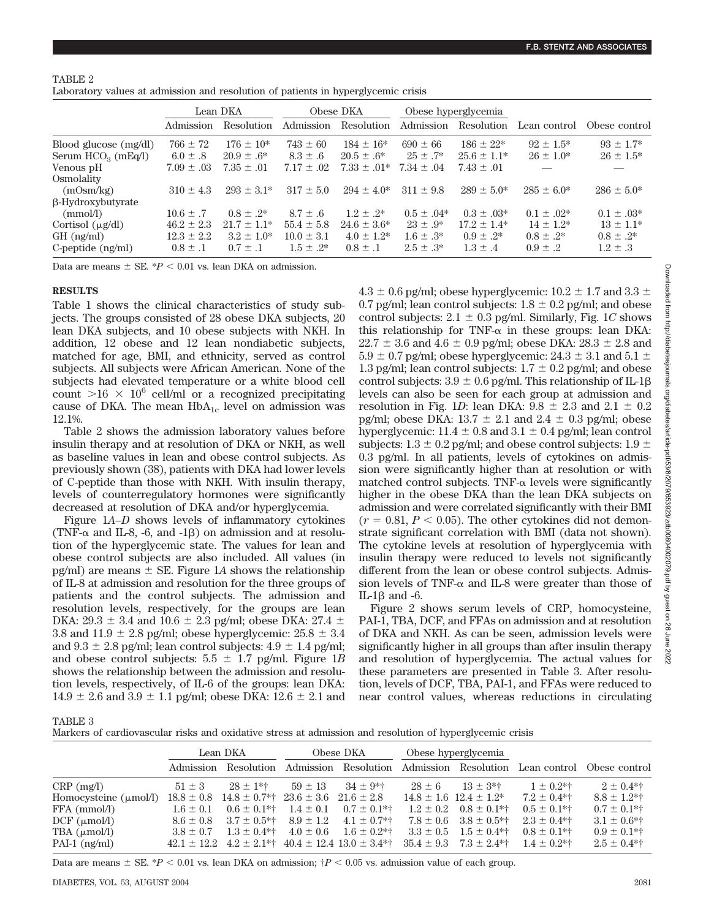TABLE 2

Laboratory values at admission and resolution of patients in hyperglycemic crisis

| | Lean DKA | | Obese DKA | | Obese hyperglycemia | | | |
|---|---|---|---|---|---|---|---|---|
| | Admission | Resolution | Admission | Resolution | Admission | Resolution | Lean control | Obese control |
| Blood glucose (mg/dl) | 766 ± 72 | 176 ± 10* | 743 ± 60 | 184 ± 16* | 690 ± 66 | 186 ± 22* | 92 ± 1.5* | 93 ± 1.7* |
| Serum $HCO_3$ (mEq/l) | 6.0 ± .8 | 20.9 ± .6* | 8.3 ± .6 | 20.5 ± .6* | 25 ± .7* | 25.6 ± 1.1* | 26 ± 1.0* | 26 ± 1.5* |
| Venous pH | 7.09 ± .03 | 7.35 ± .01 | 7.17 ± .02 | 7.33 ± .01* | 7.34 ± .04 | 7.43 ± .01 | — | — |
| Osmolality (mOsm/kg) | 310 ± 4.3 | 293 ± 3.1* | 317 ± 5.0 | 294 ± 4.0* | 311 ± 9.8 | 289 ± 5.0* | 285 ± 6.0* | 286 ± 5.0* |
| β-Hydroxybutyrate (mmol/l) | 10.6 ± .7 | 0.8 ± .2* | 8.7 ± .6 | 1.2 ± .2* | 0.5 ± .04* | 0.3 ± .03* | 0.1 ± .02* | 0.1 ± .03* |
| Cortisol (μg/dl) | 46.2 ± 2.3 | 21.7 ± 1.1* | 55.4 ± 5.8 | 24.6 ± 3.6* | 23 ± .9* | 17.2 ± 1.4* | 14 ± 1.2* | 13 ± 1.1* |
| GH (ng/ml) | 12.3 ± 2.2 | 3.2 ± 1.0* | 10.0 ± 3.1 | 4.0 ± 1.2* | 1.6 ± .3* | 0.9 ± .2* | 0.8 ± .2* | 0.8 ± .2* |
| C-peptide (ng/ml) | 0.8 ± .1 | 0.7 ± .1 | 1.5 ± .2* | 0.8 ± .1 | 2.5 ± .3* | 1.3 ± .4 | 0.9 ± .2 | 1.2 ± .3 |

Data are means ± SE. *$P < 0.01$ vs. lean DKA on admission.

## RESULTS

Table 1 shows the clinical characteristics of study subjects. The groups consisted of 28 obese DKA subjects, 20 lean DKA subjects, and 10 obese subjects with NKH. In addition, 12 obese and 12 lean nondiabetic subjects, matched for age, BMI, and ethnicity, served as control subjects. All subjects were African American. None of the subjects had elevated temperature or a white blood cell count $>16 \times 10^6$ cell/ml or a recognized precipitating cause of DKA. The mean $HbA_{1c}$ level on admission was 12.1%.

Table 2 shows the admission laboratory values before insulin therapy and at resolution of DKA or NKH, as well as baseline values in lean and obese control subjects. As previously shown (38), patients with DKA had lower levels of C-peptide than those with NKH. With insulin therapy, levels of counterregulatory hormones were significantly decreased at resolution of DKA and/or hyperglycemia.

Figure 1*A–D* shows levels of inflammatory cytokines (TNF-α and IL-8, -6, and -1β) on admission and at resolution of the hyperglycemic state. The values for lean and obese control subjects are also included. All values (in pg/ml) are means ± SE. Figure 1*A* shows the relationship of IL-8 at admission and resolution for the three groups of patients and the control subjects. The admission and resolution levels, respectively, for the groups are lean DKA: 29.3 ± 3.4 and 10.6 ± 2.3 pg/ml; obese DKA: 27.4 ± 3.8 and 11.9 ± 2.8 pg/ml; obese hyperglycemic: 25.8 ± 3.4 and 9.3 ± 2.8 pg/ml; lean control subjects: 4.9 ± 1.4 pg/ml; and obese control subjects: 5.5 ± 1.7 pg/ml. Figure 1*B* shows the relationship between the admission and resolution levels, respectively, of IL-6 of the groups: lean DKA: 14.9 ± 2.6 and 3.9 ± 1.1 pg/ml; obese DKA: 12.6 ± 2.1 and 4.3 ± 0.6 pg/ml; obese hyperglycemic: 10.2 ± 1.7 and 3.3 ± 0.7 pg/ml; lean control subjects: 1.8 ± 0.2 pg/ml; and obese control subjects: 2.1 ± 0.3 pg/ml. Similarly, Fig. 1*C* shows this relationship for TNF-α in these groups: lean DKA: 22.7 ± 3.6 and 4.6 ± 0.9 pg/ml; obese DKA: 28.3 ± 2.8 and 5.9 ± 0.7 pg/ml; obese hyperglycemic: 24.3 ± 3.1 and 5.1 ± 1.3 pg/ml; lean control subjects: 1.7 ± 0.2 pg/ml; and obese control subjects: 3.9 ± 0.6 pg/ml. This relationship of IL-1β levels can also be seen for each group at admission and resolution in Fig. 1*D*: lean DKA: 9.8 ± 2.3 and 2.1 ± 0.2 pg/ml; obese DKA: 13.7 ± 2.1 and 2.4 ± 0.3 pg/ml; obese hyperglycemic: 11.4 ± 0.8 and 3.1 ± 0.4 pg/ml; lean control subjects: 1.3 ± 0.2 pg/ml; and obese control subjects: 1.9 ± 0.3 pg/ml. In all patients, levels of cytokines on admission were significantly higher than at resolution or with matched control subjects. TNF-α levels were significantly higher in the obese DKA than the lean DKA subjects on admission and were correlated significantly with their BMI ($r = 0.81$, $P < 0.05$). The other cytokines did not demonstrate significant correlation with BMI (data not shown). The cytokine levels at resolution of hyperglycemia with insulin therapy were reduced to levels not significantly different from the lean or obese control subjects. Admission levels of TNF-α and IL-8 were greater than those of IL-1β and -6.

Figure 2 shows serum levels of CRP, homocysteine, PAI-1, TBA, DCF, and FFAs on admission and at resolution of DKA and NKH. As can be seen, admission levels were significantly higher in all groups than after insulin therapy and resolution of hyperglycemia. The actual values for these parameters are presented in Table 3. After resolution, levels of DCF, TBA, PAI-1, and FFAs were reduced to near control values, whereas reductions in circulating

TABLE 3

Markers of cardiovascular risks and oxidative stress at admission and resolution of hyperglycemic crisis

| | Lean DKA | | Obese DKA | | Obese hyperglycemia | | | |
|---|---|---|---|---|---|---|---|---|
| | Admission | Resolution | Admission | Resolution | Admission | Resolution | Lean control | Obese control |
| CRP (mg/l) | 51 ± 3 | 28 ± 1*† | 59 ± 13 | 34 ± 9*† | 28 ± 6 | 13 ± 3*† | 1 ± 0.2*† | 2 ± 0.4*† |
| Homocysteine (μmol/l) | 18.8 ± 0.8 | 14.8 ± 0.7*† | 23.6 ± 3.6 | 21.6 ± 2.8 | 14.8 ± 1.6 | 12.4 ± 1.2* | 7.2 ± 0.4*† | 8.8 ± 1.2*† |
| FFA (mmol/l) | 1.6 ± 0.1 | 0.6 ± 0.1*† | 1.4 ± 0.1 | 0.7 ± 0.1*† | 1.2 ± 0.2 | 0.8 ± 0.1*† | 0.5 ± 0.1*† | 0.7 ± 0.1*† |
| DCF (μmol/l) | 8.6 ± 0.8 | 3.7 ± 0.5*† | 8.9 ± 1.2 | 4.1 ± 0.7*† | 7.8 ± 0.6 | 3.8 ± 0.5*† | 2.3 ± 0.4*† | 3.1 ± 0.6*† |
| TBA (μmol/l) | 3.8 ± 0.7 | 1.3 ± 0.4*† | 4.0 ± 0.6 | 1.6 ± 0.2*† | 3.3 ± 0.5 | 1.5 ± 0.4*† | 0.8 ± 0.1*† | 0.9 ± 0.1*† |
| PAI-1 (ng/ml) | 42.1 ± 12.2 | 4.2 ± 2.1*† | 40.4 ± 12.4 | 13.0 ± 3.4*† | 35.4 ± 9.3 | 7.3 ± 2.4*† | 1.4 ± 0.2*† | 2.5 ± 0.4*† |

Data are means ± SE. *$P < 0.01$ vs. lean DKA on admission; †$P < 0.05$ vs. admission value of each group.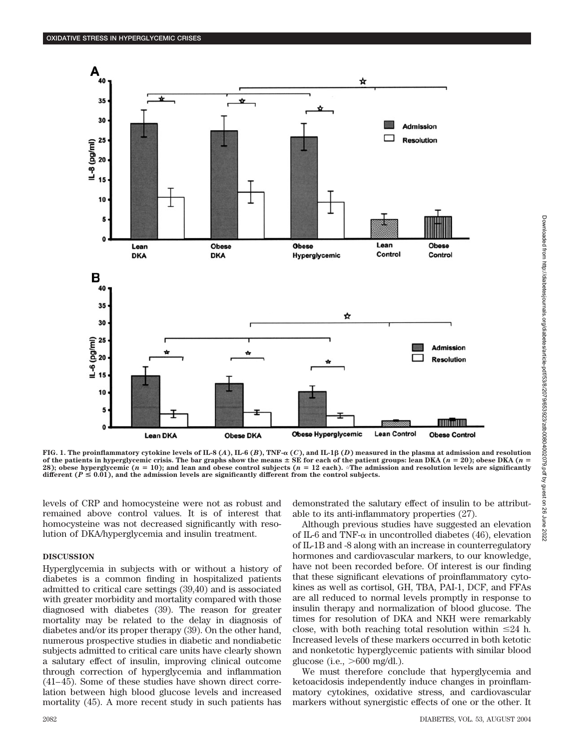FIG. 1. The proinflammatory cytokine levels of IL-8 (*A*), IL-6 (*B*), TNF-α (*C*), and IL-1β (*D*) measured in the plasma at admission and resolution of the patients in hyperglycemic crisis. The bar graphs show the means ± SE for each of the patient groups: lean DKA ($n = 20$); obese DKA ($n = 28$); obese hyperglycemic ($n = 10$); and lean and obese control subjects ($n = 12$ each). ☆The admission and resolution levels are significantly different ($P \leq 0.01$), and the admission levels are significantly different from the control subjects.

levels of CRP and homocysteine were not as robust and remained above control values. It is of interest that homocysteine was not decreased significantly with resolution of DKA/hyperglycemia and insulin treatment.

## DISCUSSION

Hyperglycemia in subjects with or without a history of diabetes is a common finding in hospitalized patients admitted to critical care settings (39,40) and is associated with greater morbidity and mortality compared with those diagnosed with diabetes (39). The reason for greater mortality may be related to the delay in diagnosis of diabetes and/or its proper therapy (39). On the other hand, numerous prospective studies in diabetic and nondiabetic subjects admitted to critical care units have clearly shown a salutary effect of insulin, improving clinical outcome through correction of hyperglycemia and inflammation (41–45). Some of these studies have shown direct correlation between high blood glucose levels and increased mortality (45). A more recent study in such patients has demonstrated the salutary effect of insulin to be attributable to its anti-inflammatory properties (27).

Although previous studies have suggested an elevation of IL-6 and TNF-α in uncontrolled diabetes (46), elevation of IL-1B and -8 along with an increase in counterregulatory hormones and cardiovascular markers, to our knowledge, have not been recorded before. Of interest is our finding that these significant elevations of proinflammatory cytokines as well as cortisol, GH, TBA, PAI-1, DCF, and FFAs are all reduced to normal levels promptly in response to insulin therapy and normalization of blood glucose. The times for resolution of DKA and NKH were remarkably close, with both reaching total resolution within ≤24 h. Increased levels of these markers occurred in both ketotic and nonketotic hyperglycemic patients with similar blood glucose (i.e., >600 mg/dl.).

We must therefore conclude that hyperglycemia and ketoacidosis independently induce changes in proinflammatory cytokines, oxidative stress, and cardiovascular markers without synergistic effects of one or the other. It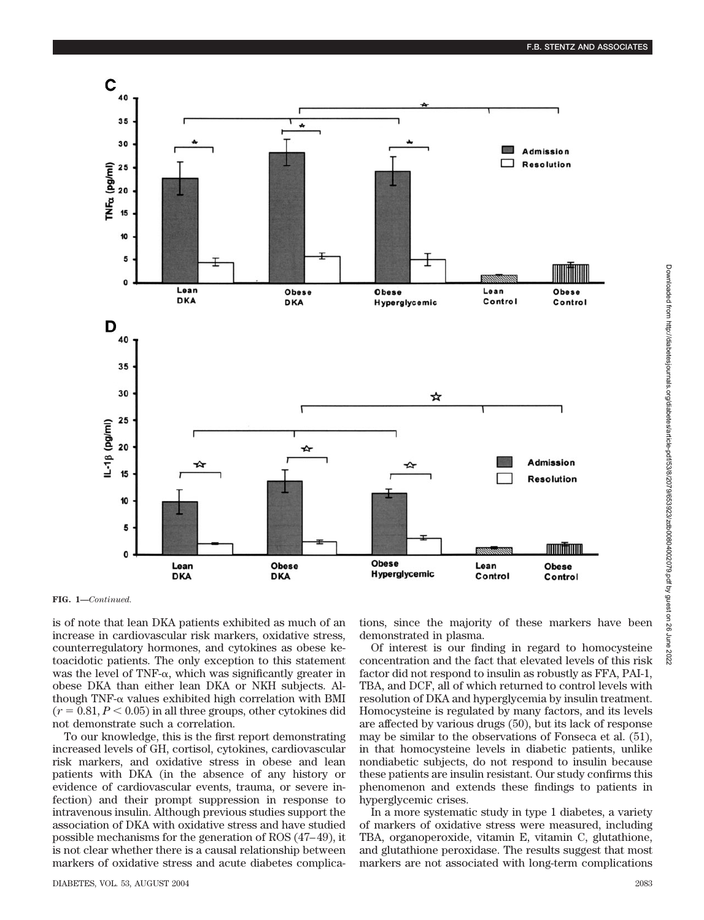FIG. 1—*Continued.*

is of note that lean DKA patients exhibited as much of an increase in cardiovascular risk markers, oxidative stress, counterregulatory hormones, and cytokines as obese ketoacidotic patients. The only exception to this statement was the level of TNF-α, which was significantly greater in obese DKA than either lean DKA or NKH subjects. Although TNF-α values exhibited high correlation with BMI ($r = 0.81$, $P < 0.05$) in all three groups, other cytokines did not demonstrate such a correlation.

To our knowledge, this is the first report demonstrating increased levels of GH, cortisol, cytokines, cardiovascular risk markers, and oxidative stress in obese and lean patients with DKA (in the absence of any history or evidence of cardiovascular events, trauma, or severe infection) and their prompt suppression in response to intravenous insulin. Although previous studies support the association of DKA with oxidative stress and have studied possible mechanisms for the generation of ROS (47–49), it is not clear whether there is a causal relationship between markers of oxidative stress and acute diabetes complications, since the majority of these markers have been demonstrated in plasma.

Of interest is our finding in regard to homocysteine concentration and the fact that elevated levels of this risk factor did not respond to insulin as robustly as FFA, PAI-1, TBA, and DCF, all of which returned to control levels with resolution of DKA and hyperglycemia by insulin treatment. Homocysteine is regulated by many factors, and its levels are affected by various drugs (50), but its lack of response may be similar to the observations of Fonseca et al. (51), in that homocysteine levels in diabetic patients, unlike nondiabetic subjects, do not respond to insulin because these patients are insulin resistant. Our study confirms this phenomenon and extends these findings to patients in hyperglycemic crises.

In a more systematic study in type 1 diabetes, a variety of markers of oxidative stress were measured, including TBA, organoperoxide, vitamin E, vitamin C, glutathione, and glutathione peroxidase. The results suggest that most markers are not associated with long-term complications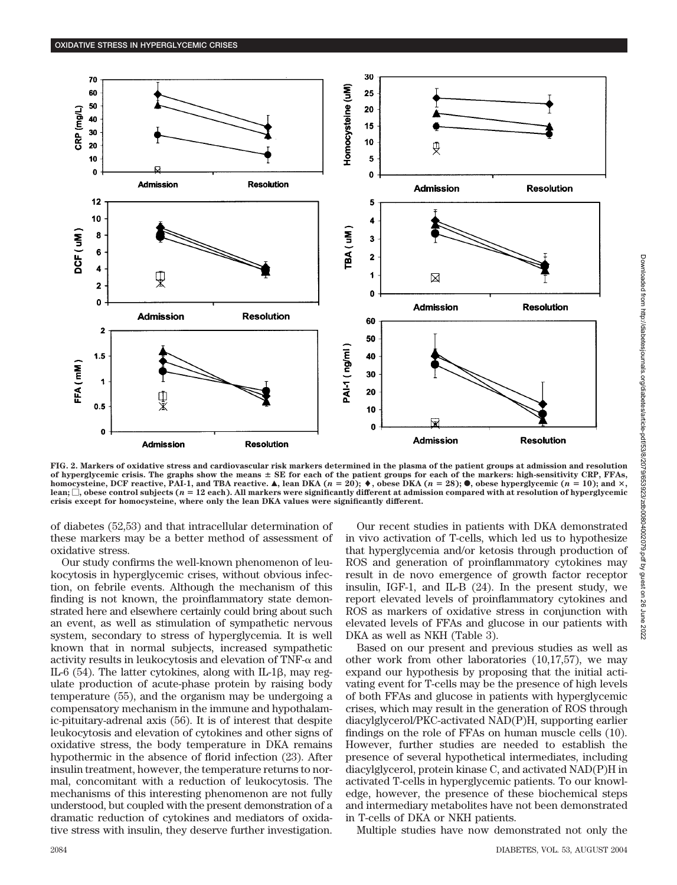**FIG. 2. Markers of oxidative stress and cardiovascular risk markers determined in the plasma of the patient groups at admission and resolution of hyperglycemic crisis. The graphs show the means ± SE for each of the patient groups for each of the markers: high-sensitivity CRP, FFAs, homocysteine, DCF reactive, PAI-1, and TBA reactive. ▲, lean DKA ($n = 20$); ♦, obese DKA ($n = 28$); ●, obese hyperglycemic ($n = 10$); and ×, lean; □, obese control subjects ($n = 12$ each). All markers were significantly different at admission compared with at resolution of hyperglycemic crisis except for homocysteine, where only the lean DKA values were significantly different.**

of diabetes (52,53) and that intracellular determination of these markers may be a better method of assessment of oxidative stress.

Our study confirms the well-known phenomenon of leukocytosis in hyperglycemic crises, without obvious infection, on febrile events. Although the mechanism of this finding is not known, the proinflammatory state demonstrated here and elsewhere certainly could bring about such an event, as well as stimulation of sympathetic nervous system, secondary to stress of hyperglycemia. It is well known that in normal subjects, increased sympathetic activity results in leukocytosis and elevation of TNF-α and IL-6 (54). The latter cytokines, along with IL-1β, may regulate production of acute-phase protein by raising body temperature (55), and the organism may be undergoing a compensatory mechanism in the immune and hypothalamic-pituitary-adrenal axis (56). It is of interest that despite leukocytosis and elevation of cytokines and other signs of oxidative stress, the body temperature in DKA remains hypothermic in the absence of florid infection (23). After insulin treatment, however, the temperature returns to normal, concomitant with a reduction of leukocytosis. The mechanisms of this interesting phenomenon are not fully understood, but coupled with the present demonstration of a dramatic reduction of cytokines and mediators of oxidative stress with insulin, they deserve further investigation.

Our recent studies in patients with DKA demonstrated in vivo activation of T-cells, which led us to hypothesize that hyperglycemia and/or ketosis through production of ROS and generation of proinflammatory cytokines may result in de novo emergence of growth factor receptor insulin, IGF-1, and IL-B (24). In the present study, we report elevated levels of proinflammatory cytokines and ROS as markers of oxidative stress in conjunction with elevated levels of FFAs and glucose in our patients with DKA as well as NKH (Table 3).

Based on our present and previous studies as well as other work from other laboratories (10,17,57), we may expand our hypothesis by proposing that the initial activating event for T-cells may be the presence of high levels of both FFAs and glucose in patients with hyperglycemic crises, which may result in the generation of ROS through diacylglycerol/PKC-activated NAD(P)H, supporting earlier findings on the role of FFAs on human muscle cells (10). However, further studies are needed to establish the presence of several hypothetical intermediates, including diacylglycerol, protein kinase C, and activated NAD(P)H in activated T-cells in hyperglycemic patients. To our knowledge, however, the presence of these biochemical steps and intermediary metabolites have not been demonstrated in T-cells of DKA or NKH patients.

Multiple studies have now demonstrated not only the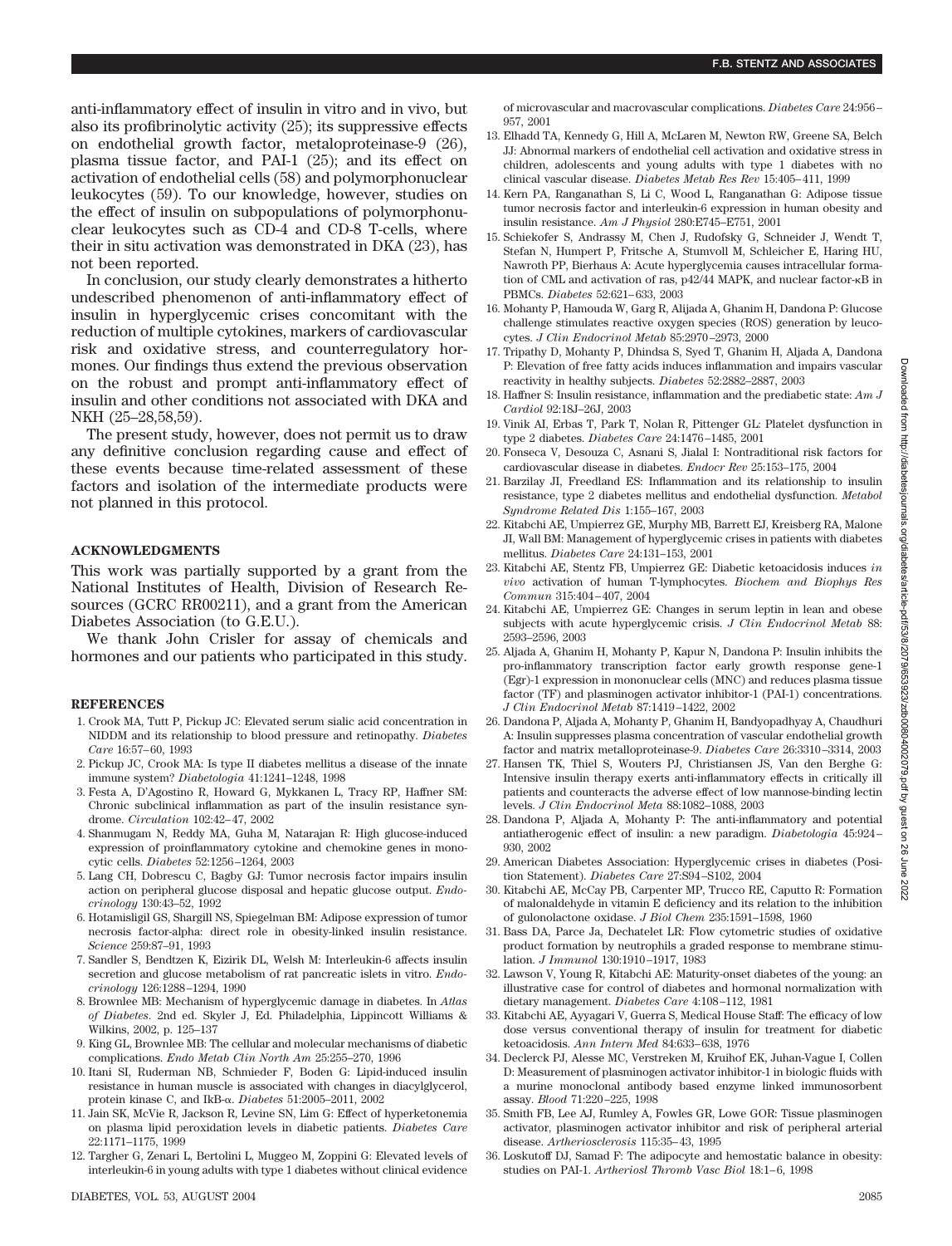anti-inflammatory effect of insulin in vitro and in vivo, but also its profibrinolytic activity (25); its suppressive effects on endothelial growth factor, metaloproteinase-9 (26), plasma tissue factor, and PAI-1 (25); and its effect on activation of endothelial cells (58) and polymorphonuclear leukocytes (59). To our knowledge, however, studies on the effect of insulin on subpopulations of polymorphonuclear leukocytes such as CD-4 and CD-8 T-cells, where their in situ activation was demonstrated in DKA (23), has not been reported.

In conclusion, our study clearly demonstrates a hitherto undescribed phenomenon of anti-inflammatory effect of insulin in hyperglycemic crises concomitant with the reduction of multiple cytokines, markers of cardiovascular risk and oxidative stress, and counterregulatory hormones. Our findings thus extend the previous observation on the robust and prompt anti-inflammatory effect of insulin and other conditions not associated with DKA and NKH (25–28,58,59).

The present study, however, does not permit us to draw any definitive conclusion regarding cause and effect of these events because time-related assessment of these factors and isolation of the intermediate products were not planned in this protocol.

## ACKNOWLEDGMENTS

This work was partially supported by a grant from the National Institutes of Health, Division of Research Resources (GCRC RR00211), and a grant from the American Diabetes Association (to G.E.U.).

We thank John Crisler for assay of chemicals and hormones and our patients who participated in this study.

## REFERENCES

1. Crook MA, Tutt P, Pickup JC: Elevated serum sialic acid concentration in NIDDM and its relationship to blood pressure and retinopathy. *Diabetes Care* 16:57–60, 1993
2. Pickup JC, Crook MA: Is type II diabetes mellitus a disease of the innate immune system? *Diabetologia* 41:1241–1248, 1998
3. Festa A, D'Agostino R, Howard G, Mykkanen L, Tracy RP, Haffner SM: Chronic subclinical inflammation as part of the insulin resistance syndrome. *Circulation* 102:42–47, 2002
4. Shanmugam N, Reddy MA, Guha M, Natarajan R: High glucose-induced expression of proinflammatory cytokine and chemokine genes in monocytic cells. *Diabetes* 52:1256–1264, 2003
5. Lang CH, Dobrescu C, Bagby GJ: Tumor necrosis factor impairs insulin action on peripheral glucose disposal and hepatic glucose output. *Endocrinology* 130:43–52, 1992
6. Hotamisligil GS, Shargill NS, Spiegelman BM: Adipose expression of tumor necrosis factor-alpha: direct role in obesity-linked insulin resistance. *Science* 259:87–91, 1993
7. Sandler S, Bendtzen K, Eizirik DL, Welsh M: Interleukin-6 affects insulin secretion and glucose metabolism of rat pancreatic islets in vitro. *Endocrinology* 126:1288–1294, 1990
8. Brownlee MB: Mechanism of hyperglycemic damage in diabetes. In *Atlas of Diabetes*. 2nd ed. Skyler J, Ed. Philadelphia, Lippincott Williams & Wilkins, 2002, p. 125–137
9. King GL, Brownlee MB: The cellular and molecular mechanisms of diabetic complications. *Endo Metab Clin North Am* 25:255–270, 1996
10. Itani SI, Ruderman NB, Schmieder F, Boden G: Lipid-induced insulin resistance in human muscle is associated with changes in diacylglycerol, protein kinase C, and IkB-α. *Diabetes* 51:2005–2011, 2002
11. Jain SK, McVie R, Jackson R, Levine SN, Lim G: Effect of hyperketonemia on plasma lipid peroxidation levels in diabetic patients. *Diabetes Care* 22:1171–1175, 1999
12. Targher G, Zenari L, Bertolini L, Muggeo M, Zoppini G: Elevated levels of interleukin-6 in young adults with type 1 diabetes without clinical evidence of microvascular and macrovascular complications. *Diabetes Care* 24:956–957, 2001
13. Elhadd TA, Kennedy G, Hill A, McLaren M, Newton RW, Greene SA, Belch JJ: Abnormal markers of endothelial cell activation and oxidative stress in children, adolescents and young adults with type 1 diabetes with no clinical vascular disease. *Diabetes Metab Res Rev* 15:405–411, 1999
14. Kern PA, Ranganathan S, Li C, Wood L, Ranganathan G: Adipose tissue tumor necrosis factor and interleukin-6 expression in human obesity and insulin resistance. *Am J Physiol* 280:E745–E751, 2001
15. Schiekofer S, Andrassy M, Chen J, Rudofsky G, Schneider J, Wendt T, Stefan N, Humpert P, Fritsche A, Stumvoll M, Schleicher E, Haring HU, Nawroth PP, Bierhaus A: Acute hyperglycemia causes intracellular formation of CML and activation of ras, p42/44 MAPK, and nuclear factor-κB in PBMCs. *Diabetes* 52:621–633, 2003
16. Mohanty P, Hamouda W, Garg R, Alijada A, Ghanim H, Dandona P: Glucose challenge stimulates reactive oxygen species (ROS) generation by leucocytes. *J Clin Endocrinol Metab* 85:2970–2973, 2000
17. Tripathy D, Mohanty P, Dhindsa S, Syed T, Ghanim H, Aljada A, Dandona P: Elevation of free fatty acids induces inflammation and impairs vascular reactivity in healthy subjects. *Diabetes* 52:2882–2887, 2003
18. Haffner S: Insulin resistance, inflammation and the prediabetic state: *Am J Cardiol* 92:18J–26J, 2003
19. Vinik AI, Erbas T, Park T, Nolan R, Pittenger GL: Platelet dysfunction in type 2 diabetes. *Diabetes Care* 24:1476–1485, 2001
20. Fonseca V, Desouza C, Asnani S, Jialal I: Nontraditional risk factors for cardiovascular disease in diabetes. *Endocr Rev* 25:153–175, 2004
21. Barzilay JI, Freedland ES: Inflammation and its relationship to insulin resistance, type 2 diabetes mellitus and endothelial dysfunction. *Metabol Syndrome Related Dis* 1:155–167, 2003
22. Kitabchi AE, Umpierrez GE, Murphy MB, Barrett EJ, Kreisberg RA, Malone JI, Wall BM: Management of hyperglycemic crises in patients with diabetes mellitus. *Diabetes Care* 24:131–153, 2001
23. Kitabchi AE, Stentz FB, Umpierrez GE: Diabetic ketoacidosis induces *in vivo* activation of human T-lymphocytes. *Biochem and Biophys Res Commun* 315:404–407, 2004
24. Kitabchi AE, Umpierrez GE: Changes in serum leptin in lean and obese subjects with acute hyperglycemic crisis. *J Clin Endocrinol Metab* 88: 2593–2596, 2003
25. Aljada A, Ghanim H, Mohanty P, Kapur N, Dandona P: Insulin inhibits the pro-inflammatory transcription factor early growth response gene-1 (Egr)-1 expression in mononuclear cells (MNC) and reduces plasma tissue factor (TF) and plasminogen activator inhibitor-1 (PAI-1) concentrations. *J Clin Endocrinol Metab* 87:1419–1422, 2002
26. Dandona P, Aljada A, Mohanty P, Ghanim H, Bandyopadhyay A, Chaudhuri A: Insulin suppresses plasma concentration of vascular endothelial growth factor and matrix metalloproteinase-9. *Diabetes Care* 26:3310–3314, 2003
27. Hansen TK, Thiel S, Wouters PJ, Christiansen JS, Van den Berghe G: Intensive insulin therapy exerts anti-inflammatory effects in critically ill patients and counteracts the adverse effect of low mannose-binding lectin levels. *J Clin Endocrinol Meta* 88:1082–1088, 2003
28. Dandona P, Aljada A, Mohanty P: The anti-inflammatory and potential antiatherogenic effect of insulin: a new paradigm. *Diabetologia* 45:924–930, 2002
29. American Diabetes Association: Hyperglycemic crises in diabetes (Position Statement). *Diabetes Care* 27:S94–S102, 2004
30. Kitabchi AE, McCay PB, Carpenter MP, Trucco RE, Caputto R: Formation of malonaldehyde in vitamin E deficiency and its relation to the inhibition of gulonolactone oxidase. *J Biol Chem* 235:1591–1598, 1960
31. Bass DA, Parce Ja, Dechatelet LR: Flow cytometric studies of oxidative product formation by neutrophils a graded response to membrane stimulation. *J Immunol* 130:1910–1917, 1983
32. Lawson V, Young R, Kitabchi AE: Maturity-onset diabetes of the young: an illustrative case for control of diabetes and hormonal normalization with dietary management. *Diabetes Care* 4:108–112, 1981
33. Kitabchi AE, Ayyagari V, Guerra S, Medical House Staff: The efficacy of low dose versus conventional therapy of insulin for treatment for diabetic ketoacidosis. *Ann Intern Med* 84:633–638, 1976
34. Declerck PJ, Alesse MC, Verstreken M, Kruihof EK, Juhan-Vague I, Collen D: Measurement of plasminogen activator inhibitor-1 in biologic fluids with a murine monoclonal antibody based enzyme linked immunosorbent assay. *Blood* 71:220–225, 1998
35. Smith FB, Lee AJ, Rumley A, Fowles GR, Lowe GOR: Tissue plasminogen activator, plasminogen activator inhibitor and risk of peripheral arterial disease. *Artheriosclerosis* 115:35–43, 1995
36. Loskutoff DJ, Samad F: The adipocyte and hemostatic balance in obesity: studies on PAI-1. *Artheriosl Thromb Vasc Biol* 18:1–6, 1998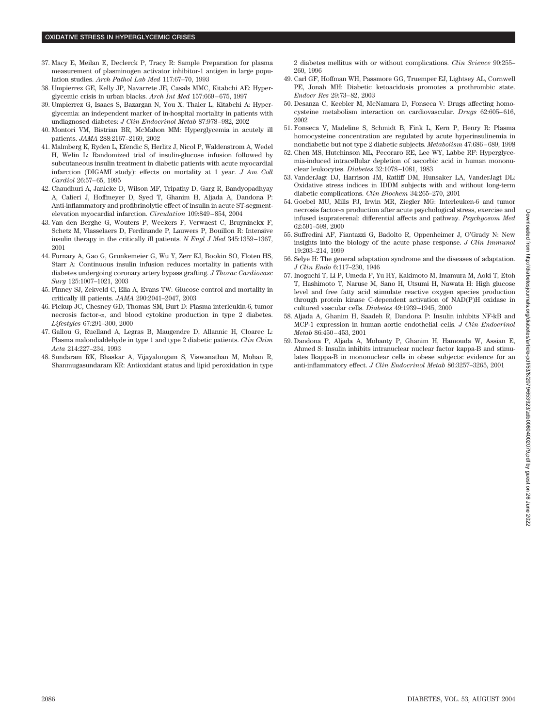37. Macy E, Meilan E, Declerck P, Tracy R: Sample Preparation for plasma measurement of plasminogen activator inhibitor-1 antigen in large population studies. *Arch Pathol Lab Med* 117:67–70, 1993
38. Umpierrez GE, Kelly JP, Navarrete JE, Casals MMC, Kitabchi AE: Hyperglycemic crisis in urban blacks. *Arch Int Med* 157:669–675, 1997
39. Umpierrez G, Isaacs S, Bazargan N, You X, Thaler L, Kitabchi A: Hyperglycemia: an independent marker of in-hospital mortality in patients with undiagnosed diabetes: *J Clin Endocrinol Metab* 87:978–982, 2002
40. Montori VM, Bistrian BR, McMahon MM: Hyperglycemia in acutely ill patients. *JAMA* 288:2167–2169, 2002
41. Malmberg K, Ryden L, Efendic S, Herlitz J, Nicol P, Waldenstrom A, Wedel H, Welin L: Randomized trial of insulin-glucose infusion followed by subcutaneous insulin treatment in diabetic patients with acute myocardial infarction (DIGAMI study): effects on mortality at 1 year. *J Am Coll Cardiol* 26:57–65, 1995
42. Chaudhuri A, Janicke D, Wilson MF, Tripathy D, Garg R, Bandyopadhyay A, Calieri J, Hoffmeyer D, Syed T, Ghanim H, Aljada A, Dandona P: Anti-inflammatory and profibrinolytic effect of insulin in acute ST-segment-elevation myocardial infarction. *Circulation* 109:849–854, 2004
43. Van den Berghe G, Wouters P, Weekers F, Verwaest C, Bruyninckx F, Schetz M, Vlasselaers D, Ferdinande P, Lauwers P, Bouillon R: Intensive insulin therapy in the critically ill patients. *N Engl J Med* 345:1359–1367, 2001
44. Furnary A, Gao G, Grunkemeier G, Wu Y, Zerr KJ, Bookin SO, Floten HS, Starr A: Continuous insulin infusion reduces mortality in patients with diabetes undergoing coronary artery bypass grafting. *J Thorac Cardiovasc Surg* 125:1007–1021, 2003
45. Finney SJ, Zekveld C, Elia A, Evans TW: Glucose control and mortality in critically ill patients. *JAMA* 290:2041–2047, 2003
46. Pickup JC, Chesney GD, Thomas SM, Burt D: Plasma interleukin-6, tumor necrosis factor-α, and blood cytokine production in type 2 diabetes. *Lifestyles* 67:291–300, 2000
47. Gallou G, Ruelland A, Legras B, Maugendre D, Allannic H, Cloarec L: Plasma malondialdehyde in type 1 and type 2 diabetic patients. *Clin Chim Acta* 214:227–234, 1993
48. Sundaram RK, Bhaskar A, Vijayalongam S, Viswanathan M, Mohan R, Shanmugasundaram KR: Antioxidant status and lipid peroxidation in type 2 diabetes mellitus with or without complications. *Clin Science* 90:255–260, 1996
49. Carl GF, Hoffman WH, Passmore GG, Truemper EJ, Lightsey AL, Cornwell PE, Jonah MH: Diabetic ketoacidosis promotes a prothrombic state. *Endocr Res* 29:73–82, 2003
50. Desanza C, Keebler M, McNamara D, Fonseca V: Drugs affecting homocysteine metabolism interaction on cardiovascular. *Drugs* 62:605–616, 2002
51. Fonseca V, Madeline S, Schmidt B, Fink L, Kern P, Henry R: Plasma homocysteine concentration are regulated by acute hyperinsulinemia in nondiabetic but not type 2 diabetic subjects. *Metabolism* 47:686–689, 1998
52. Chen MS, Hutchinson ML, Pecoraro RE, Lee WY, Labbe RF: Hyperglycemia-induced intracellular depletion of ascorbic acid in human mononuclear leukocytes. *Diabetes* 32:1078–1081, 1983
53. VanderJagt DJ, Harrison JM, Ratliff DM, Hunsaker LA, VanderJagt DL: Oxidative stress indices in IDDM subjects with and without long-term diabetic complications. *Clin Biochem* 34:265–270, 2001
54. Goebel MU, Mills PJ, Irwin MR, Ziegler MG: Interleuken-6 and tumor necrosis factor-α production after acute psychological stress, exercise and infused isopraterenal: differential affects and pathway. *Psychyosom Med* 62:591–598, 2000
55. Suffredini AF, Fiantazzi G, Badolto R, Oppenheimer J, O'Grady N: New insights into the biology of the acute phase response. *J Clin Immunol* 19:203–214, 1999
56. Selye H: The general adaptation syndrome and the diseases of adaptation. *J Clin Endo* 6:117–230, 1946
57. Inoguchi T, Li P, Umeda F, Yu HY, Kakimoto M, Imamura M, Aoki T, Etoh T, Hashimoto T, Naruse M, Sano H, Utsumi H, Nawata H: High glucose level and free fatty acid stimulate reactive oxygen species production through protein kinase C-dependent activation of NAD(P)H oxidase in cultured vascular cells. *Diabetes* 49:1939–1945, 2000
58. Aljada A, Ghanim H, Saadeh R, Dandona P: Insulin inhibits NF-kB and MCP-1 expression in human aortic endothelial cells. *J Clin Endocrinol Metab* 86:450–453, 2001
59. Dandona P, Aljada A, Mohanty P, Ghanim H, Hamouda W, Assian E, Ahmed S: Insulin inhibits intranuclear nuclear factor kappa-B and stimulates Ikappa-B in mononuclear cells in obese subjects: evidence for an anti-inflammatory effect. *J Clin Endocrinol Metab* 86:3257–3265, 2001